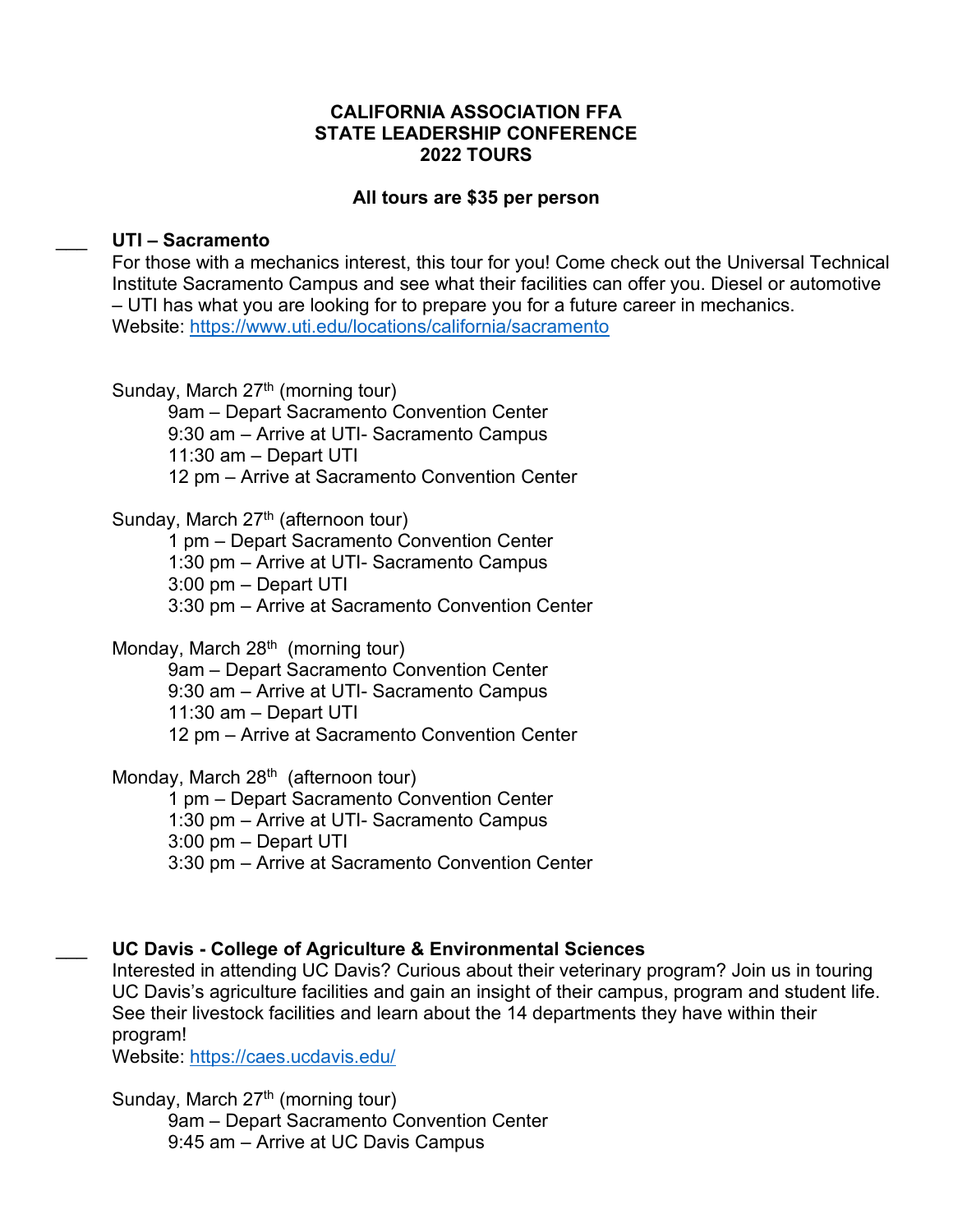**CALIFORNIA ASSOCIATION FFA**
**STATE LEADERSHIP CONFERENCE**
**2022 TOURS**

**All tours are $35 per person**

___ **UTI – Sacramento**

For those with a mechanics interest, this tour for you! Come check out the Universal Technical Institute Sacramento Campus and see what their facilities can offer you. Diesel or automotive – UTI has what you are looking for to prepare you for a future career in mechanics.
Website: https://www.uti.edu/locations/california/sacramento

Sunday, March 27th (morning tour)
- 9am – Depart Sacramento Convention Center
- 9:30 am – Arrive at UTI- Sacramento Campus
- 11:30 am – Depart UTI
- 12 pm – Arrive at Sacramento Convention Center

Sunday, March 27th (afternoon tour)
- 1 pm – Depart Sacramento Convention Center
- 1:30 pm – Arrive at UTI- Sacramento Campus
- 3:00 pm – Depart UTI
- 3:30 pm – Arrive at Sacramento Convention Center

Monday, March 28th (morning tour)
- 9am – Depart Sacramento Convention Center
- 9:30 am – Arrive at UTI- Sacramento Campus
- 11:30 am – Depart UTI
- 12 pm – Arrive at Sacramento Convention Center

Monday, March 28th (afternoon tour)
- 1 pm – Depart Sacramento Convention Center
- 1:30 pm – Arrive at UTI- Sacramento Campus
- 3:00 pm – Depart UTI
- 3:30 pm – Arrive at Sacramento Convention Center

___ **UC Davis - College of Agriculture & Environmental Sciences**

Interested in attending UC Davis? Curious about their veterinary program? Join us in touring UC Davis's agriculture facilities and gain an insight of their campus, program and student life. See their livestock facilities and learn about the 14 departments they have within their program!
Website: https://caes.ucdavis.edu/

Sunday, March 27th (morning tour)
- 9am – Depart Sacramento Convention Center
- 9:45 am – Arrive at UC Davis Campus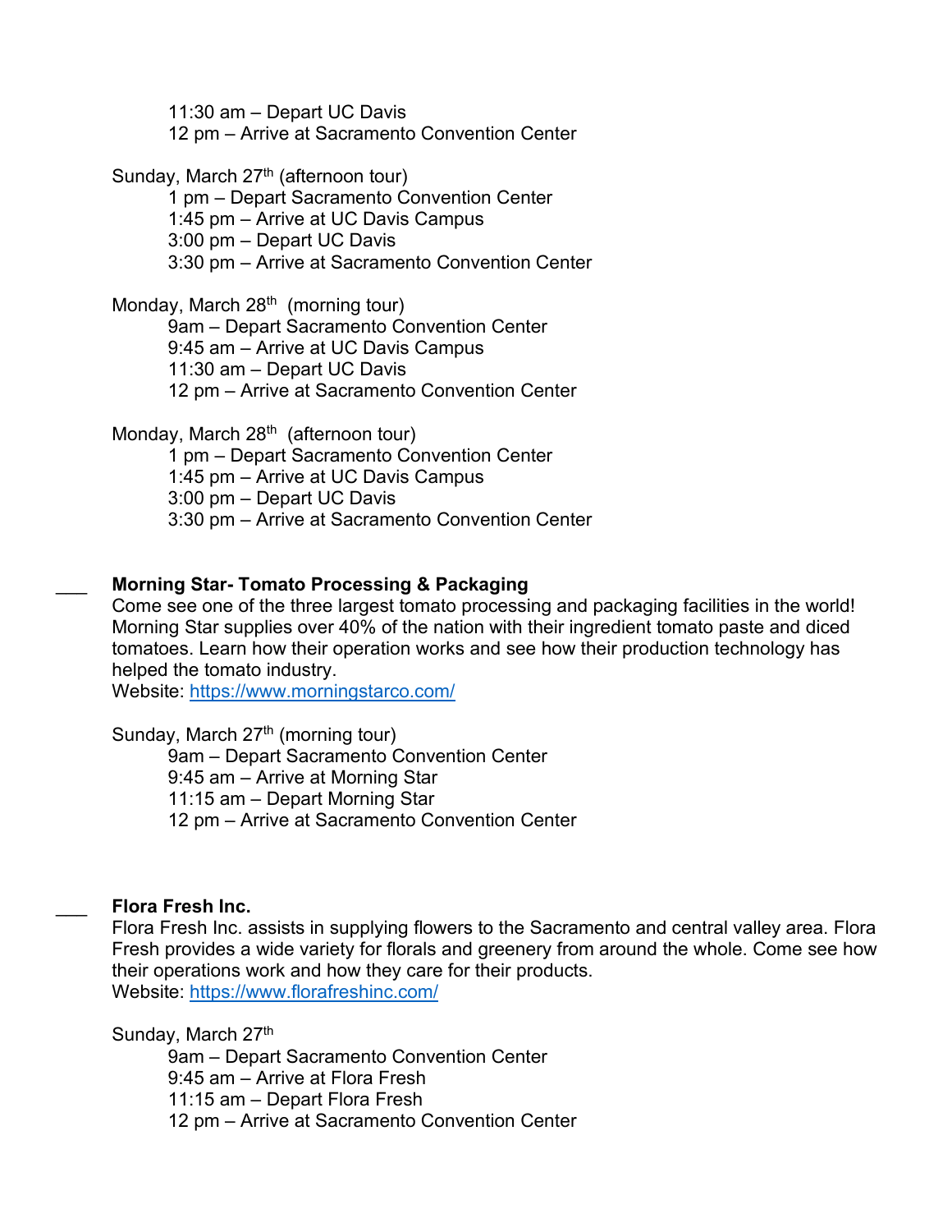11:30 am – Depart UC Davis
12 pm – Arrive at Sacramento Convention Center

Sunday, March 27th (afternoon tour)
1 pm – Depart Sacramento Convention Center
1:45 pm – Arrive at UC Davis Campus
3:00 pm – Depart UC Davis
3:30 pm – Arrive at Sacramento Convention Center

Monday, March 28th (morning tour)
9am – Depart Sacramento Convention Center
9:45 am – Arrive at UC Davis Campus
11:30 am – Depart UC Davis
12 pm – Arrive at Sacramento Convention Center

Monday, March 28th (afternoon tour)
1 pm – Depart Sacramento Convention Center
1:45 pm – Arrive at UC Davis Campus
3:00 pm – Depart UC Davis
3:30 pm – Arrive at Sacramento Convention Center

___ **Morning Star- Tomato Processing & Packaging**

Come see one of the three largest tomato processing and packaging facilities in the world! Morning Star supplies over 40% of the nation with their ingredient tomato paste and diced tomatoes. Learn how their operation works and see how their production technology has helped the tomato industry.
Website: https://www.morningstarco.com/

Sunday, March 27th (morning tour)
9am – Depart Sacramento Convention Center
9:45 am – Arrive at Morning Star
11:15 am – Depart Morning Star
12 pm – Arrive at Sacramento Convention Center

___ **Flora Fresh Inc.**

Flora Fresh Inc. assists in supplying flowers to the Sacramento and central valley area. Flora Fresh provides a wide variety for florals and greenery from around the whole. Come see how their operations work and how they care for their products.
Website: https://www.florafreshinc.com/

Sunday, March 27th
9am – Depart Sacramento Convention Center
9:45 am – Arrive at Flora Fresh
11:15 am – Depart Flora Fresh
12 pm – Arrive at Sacramento Convention Center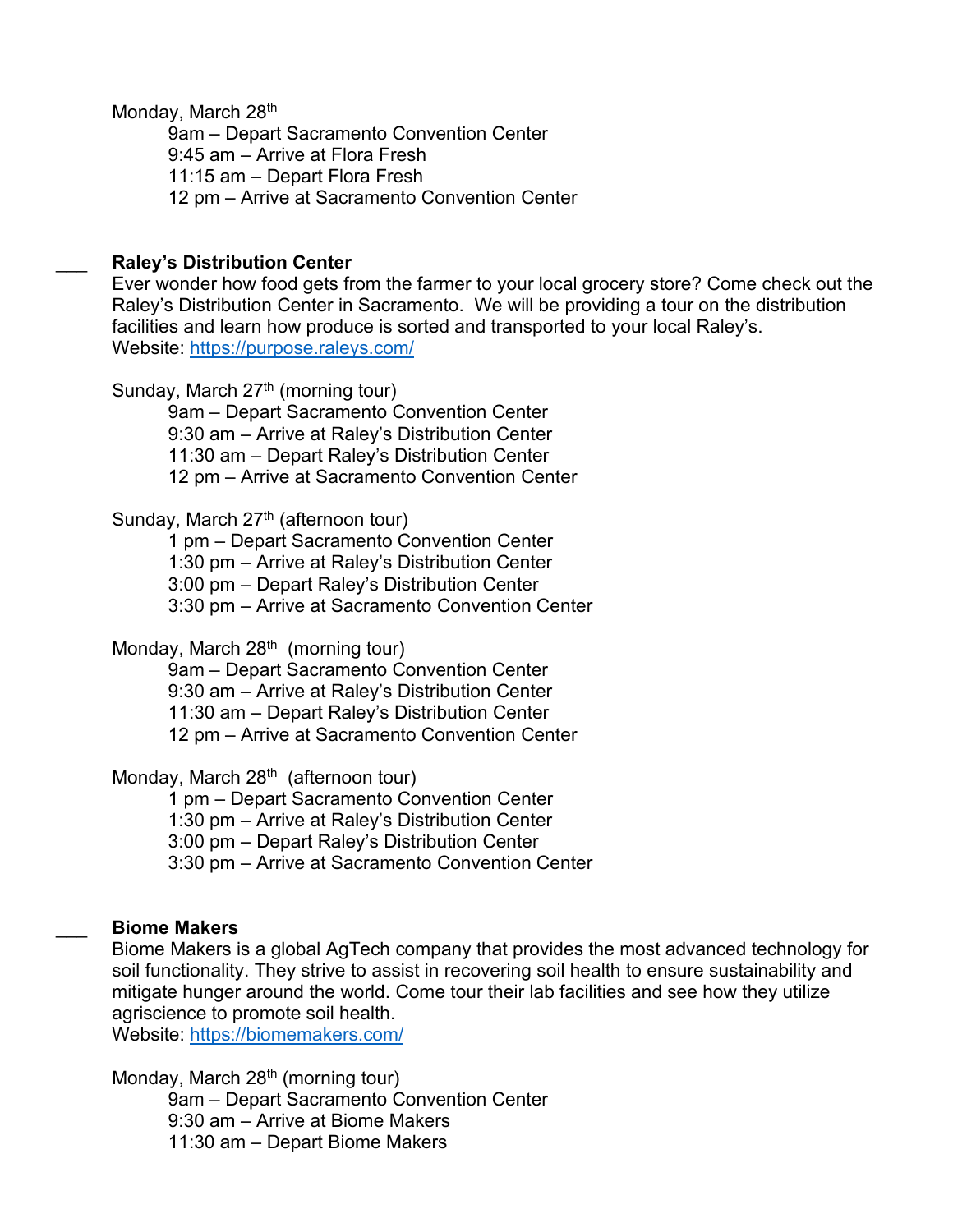Monday, March 28th

- 9am – Depart Sacramento Convention Center
- 9:45 am – Arrive at Flora Fresh
- 11:15 am – Depart Flora Fresh
- 12 pm – Arrive at Sacramento Convention Center

___ **Raley's Distribution Center**

Ever wonder how food gets from the farmer to your local grocery store? Come check out the Raley's Distribution Center in Sacramento. We will be providing a tour on the distribution facilities and learn how produce is sorted and transported to your local Raley's.
Website: https://purpose.raleys.com/

Sunday, March 27th (morning tour)

- 9am – Depart Sacramento Convention Center
- 9:30 am – Arrive at Raley's Distribution Center
- 11:30 am – Depart Raley's Distribution Center
- 12 pm – Arrive at Sacramento Convention Center

Sunday, March 27th (afternoon tour)

- 1 pm – Depart Sacramento Convention Center
- 1:30 pm – Arrive at Raley's Distribution Center
- 3:00 pm – Depart Raley's Distribution Center
- 3:30 pm – Arrive at Sacramento Convention Center

Monday, March 28th (morning tour)

- 9am – Depart Sacramento Convention Center
- 9:30 am – Arrive at Raley's Distribution Center
- 11:30 am – Depart Raley's Distribution Center
- 12 pm – Arrive at Sacramento Convention Center

Monday, March 28th (afternoon tour)

- 1 pm – Depart Sacramento Convention Center
- 1:30 pm – Arrive at Raley's Distribution Center
- 3:00 pm – Depart Raley's Distribution Center
- 3:30 pm – Arrive at Sacramento Convention Center

___ **Biome Makers**

Biome Makers is a global AgTech company that provides the most advanced technology for soil functionality. They strive to assist in recovering soil health to ensure sustainability and mitigate hunger around the world. Come tour their lab facilities and see how they utilize agriscience to promote soil health.
Website: https://biomemakers.com/

Monday, March 28th (morning tour)

- 9am – Depart Sacramento Convention Center
- 9:30 am – Arrive at Biome Makers
- 11:30 am – Depart Biome Makers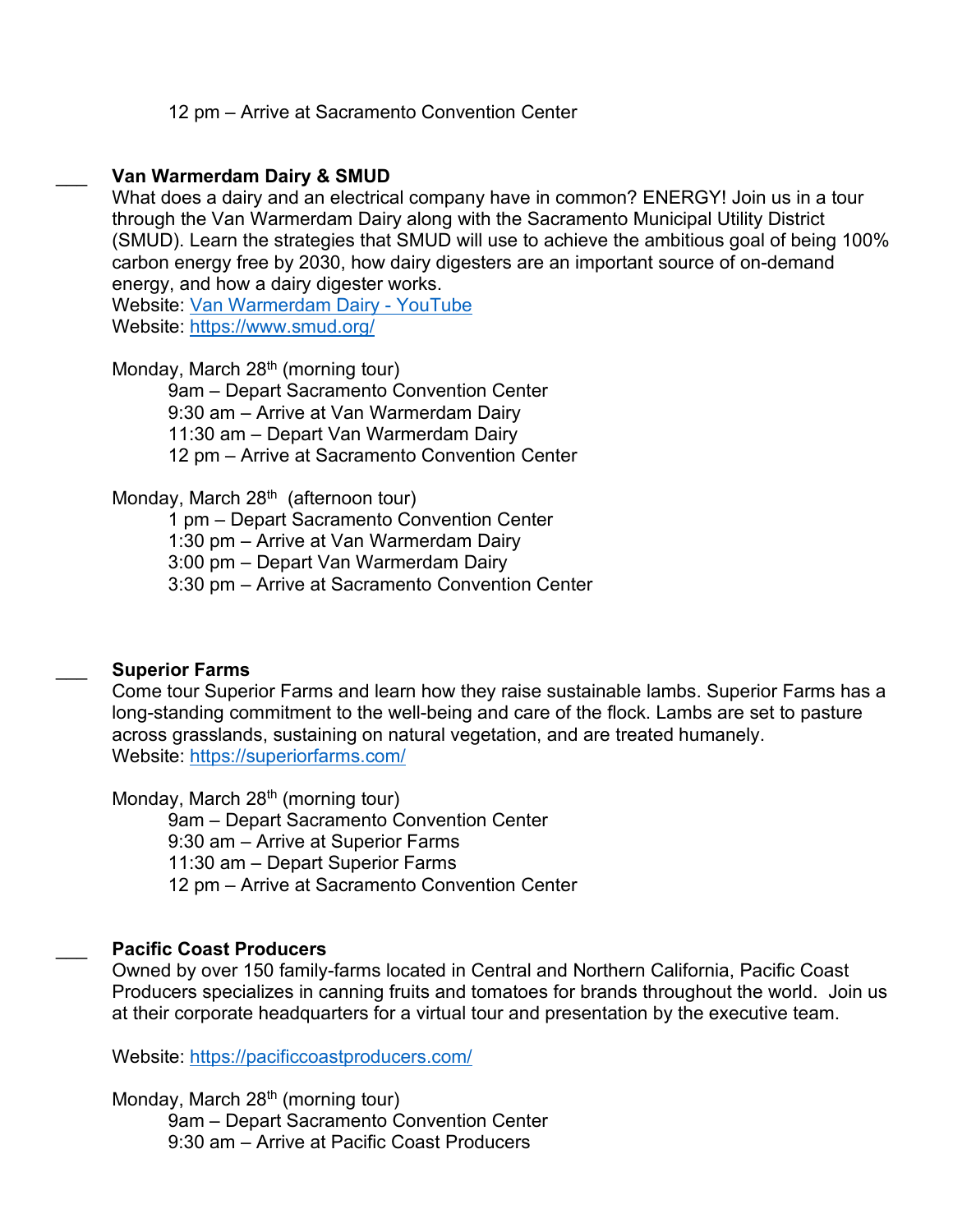12 pm – Arrive at Sacramento Convention Center

___ **Van Warmerdam Dairy & SMUD**

What does a dairy and an electrical company have in common? ENERGY! Join us in a tour through the Van Warmerdam Dairy along with the Sacramento Municipal Utility District (SMUD). Learn the strategies that SMUD will use to achieve the ambitious goal of being 100% carbon energy free by 2030, how dairy digesters are an important source of on-demand energy, and how a dairy digester works.

Website: [Van Warmerdam Dairy - YouTube]()

Website: [https://www.smud.org/](https://www.smud.org/)

Monday, March 28th (morning tour)

- 9am – Depart Sacramento Convention Center
- 9:30 am – Arrive at Van Warmerdam Dairy
- 11:30 am – Depart Van Warmerdam Dairy
- 12 pm – Arrive at Sacramento Convention Center

Monday, March 28th (afternoon tour)

- 1 pm – Depart Sacramento Convention Center
- 1:30 pm – Arrive at Van Warmerdam Dairy
- 3:00 pm – Depart Van Warmerdam Dairy
- 3:30 pm – Arrive at Sacramento Convention Center

___ **Superior Farms**

Come tour Superior Farms and learn how they raise sustainable lambs. Superior Farms has a long-standing commitment to the well-being and care of the flock. Lambs are set to pasture across grasslands, sustaining on natural vegetation, and are treated humanely.

Website: [https://superiorfarms.com/](https://superiorfarms.com/)

Monday, March 28th (morning tour)

- 9am – Depart Sacramento Convention Center
- 9:30 am – Arrive at Superior Farms
- 11:30 am – Depart Superior Farms
- 12 pm – Arrive at Sacramento Convention Center

___ **Pacific Coast Producers**

Owned by over 150 family-farms located in Central and Northern California, Pacific Coast Producers specializes in canning fruits and tomatoes for brands throughout the world. Join us at their corporate headquarters for a virtual tour and presentation by the executive team.

Website: [https://pacificcoastproducers.com/](https://pacificcoastproducers.com/)

Monday, March 28th (morning tour)

- 9am – Depart Sacramento Convention Center
- 9:30 am – Arrive at Pacific Coast Producers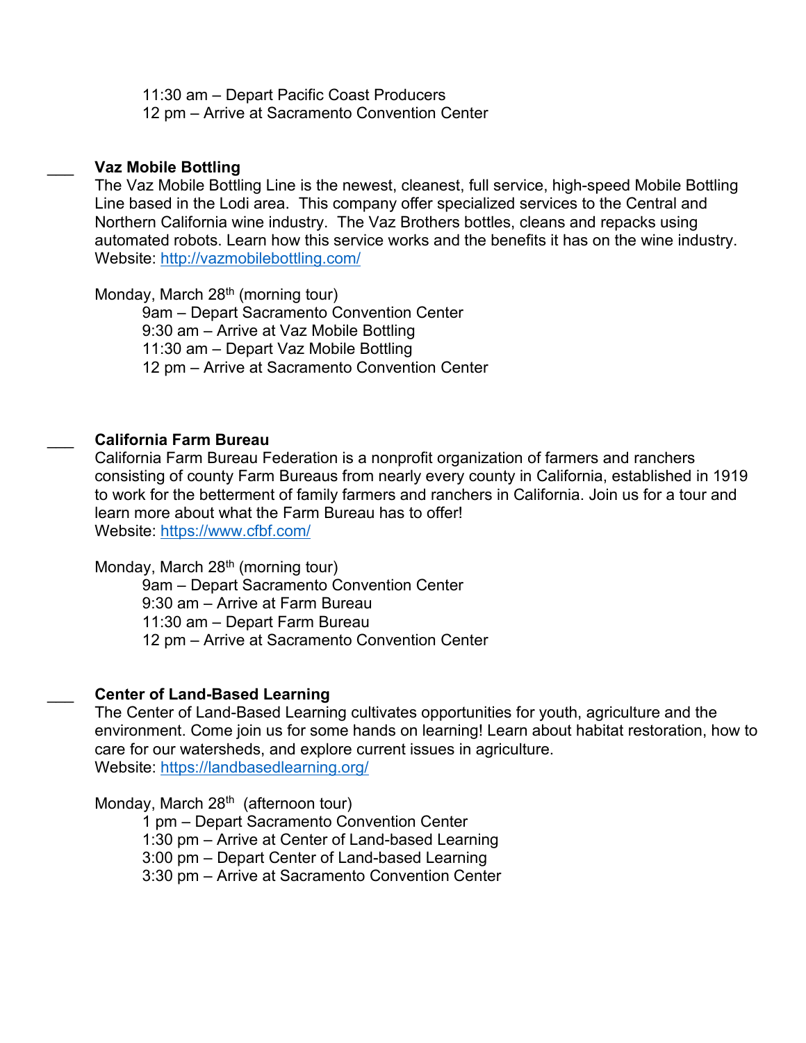11:30 am – Depart Pacific Coast Producers
12 pm – Arrive at Sacramento Convention Center

___ **Vaz Mobile Bottling**

The Vaz Mobile Bottling Line is the newest, cleanest, full service, high-speed Mobile Bottling Line based in the Lodi area. This company offer specialized services to the Central and Northern California wine industry. The Vaz Brothers bottles, cleans and repacks using automated robots. Learn how this service works and the benefits it has on the wine industry.
Website: http://vazmobilebottling.com/

Monday, March 28th (morning tour)

9am – Depart Sacramento Convention Center
9:30 am – Arrive at Vaz Mobile Bottling
11:30 am – Depart Vaz Mobile Bottling
12 pm – Arrive at Sacramento Convention Center

___ **California Farm Bureau**

California Farm Bureau Federation is a nonprofit organization of farmers and ranchers consisting of county Farm Bureaus from nearly every county in California, established in 1919 to work for the betterment of family farmers and ranchers in California. Join us for a tour and learn more about what the Farm Bureau has to offer!
Website: https://www.cfbf.com/

Monday, March 28th (morning tour)

9am – Depart Sacramento Convention Center
9:30 am – Arrive at Farm Bureau
11:30 am – Depart Farm Bureau
12 pm – Arrive at Sacramento Convention Center

___ **Center of Land-Based Learning**

The Center of Land-Based Learning cultivates opportunities for youth, agriculture and the environment. Come join us for some hands on learning! Learn about habitat restoration, how to care for our watersheds, and explore current issues in agriculture.
Website: https://landbasedlearning.org/

Monday, March 28th (afternoon tour)

1 pm – Depart Sacramento Convention Center
1:30 pm – Arrive at Center of Land-based Learning
3:00 pm – Depart Center of Land-based Learning
3:30 pm – Arrive at Sacramento Convention Center